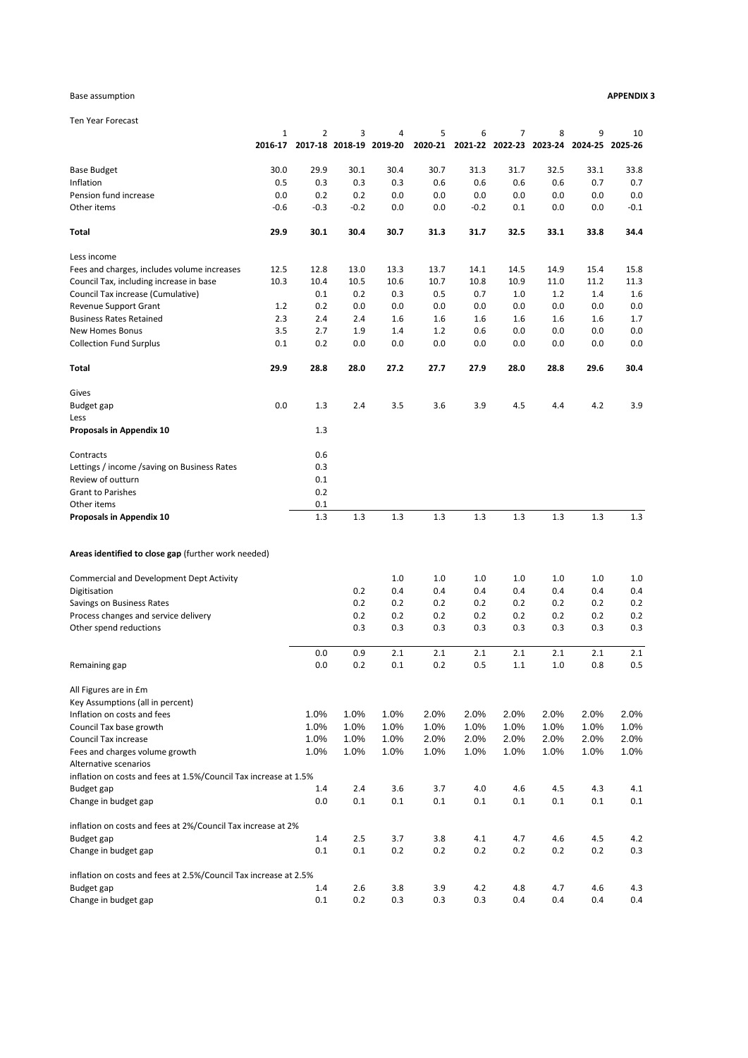Base assumption

**APPENDIX 3**

Ten Year Forecast

| | 1 | 2 | 3 | 4 | 5 | 6 | 7 | 8 | 9 | 10 |
|---|---|---|---|---|---|---|---|---|---|---|
| | 2016-17 | 2017-18 | 2018-19 | 2019-20 | 2020-21 | 2021-22 | 2022-23 | 2023-24 | 2024-25 | 2025-26 |
| Base Budget | 30.0 | 29.9 | 30.1 | 30.4 | 30.7 | 31.3 | 31.7 | 32.5 | 33.1 | 33.8 |
| Inflation | 0.5 | 0.3 | 0.3 | 0.3 | 0.6 | 0.6 | 0.6 | 0.6 | 0.7 | 0.7 |
| Pension fund increase | 0.0 | 0.2 | 0.2 | 0.0 | 0.0 | 0.0 | 0.0 | 0.0 | 0.0 | 0.0 |
| Other items | -0.6 | -0.3 | -0.2 | 0.0 | 0.0 | -0.2 | 0.1 | 0.0 | 0.0 | -0.1 |
| **Total** | **29.9** | **30.1** | **30.4** | **30.7** | **31.3** | **31.7** | **32.5** | **33.1** | **33.8** | **34.4** |
| Less income | | | | | | | | | | |
| Fees and charges, includes volume increases | 12.5 | 12.8 | 13.0 | 13.3 | 13.7 | 14.1 | 14.5 | 14.9 | 15.4 | 15.8 |
| Council Tax, including increase in base | 10.3 | 10.4 | 10.5 | 10.6 | 10.7 | 10.8 | 10.9 | 11.0 | 11.2 | 11.3 |
| Council Tax increase (Cumulative) | | 0.1 | 0.2 | 0.3 | 0.5 | 0.7 | 1.0 | 1.2 | 1.4 | 1.6 |
| Revenue Support Grant | 1.2 | 0.2 | 0.0 | 0.0 | 0.0 | 0.0 | 0.0 | 0.0 | 0.0 | 0.0 |
| Business Rates Retained | 2.3 | 2.4 | 2.4 | 1.6 | 1.6 | 1.6 | 1.6 | 1.6 | 1.6 | 1.7 |
| New Homes Bonus | 3.5 | 2.7 | 1.9 | 1.4 | 1.2 | 0.6 | 0.0 | 0.0 | 0.0 | 0.0 |
| Collection Fund Surplus | 0.1 | 0.2 | 0.0 | 0.0 | 0.0 | 0.0 | 0.0 | 0.0 | 0.0 | 0.0 |
| **Total** | **29.9** | **28.8** | **28.0** | **27.2** | **27.7** | **27.9** | **28.0** | **28.8** | **29.6** | **30.4** |
| Gives | | | | | | | | | | |
| Budget gap | 0.0 | 1.3 | 2.4 | 3.5 | 3.6 | 3.9 | 4.5 | 4.4 | 4.2 | 3.9 |
| Less | | | | | | | | | | |
| **Proposals in Appendix 10** | | 1.3 | | | | | | | | |
| Contracts | | 0.6 | | | | | | | | |
| Lettings / income /saving on Business Rates | | 0.3 | | | | | | | | |
| Review of outturn | | 0.1 | | | | | | | | |
| Grant to Parishes | | 0.2 | | | | | | | | |
| Other items | | 0.1 | | | | | | | | |
| **Proposals in Appendix 10** | | 1.3 | 1.3 | 1.3 | 1.3 | 1.3 | 1.3 | 1.3 | 1.3 | 1.3 |
| **Areas identified to close gap** (further work needed) | | | | | | | | | | |
| Commercial and Development Dept Activity | | | | 1.0 | 1.0 | 1.0 | 1.0 | 1.0 | 1.0 | 1.0 |
| Digitisation | | | 0.2 | 0.4 | 0.4 | 0.4 | 0.4 | 0.4 | 0.4 | 0.4 |
| Savings on Business Rates | | | 0.2 | 0.2 | 0.2 | 0.2 | 0.2 | 0.2 | 0.2 | 0.2 |
| Process changes and service delivery | | | 0.2 | 0.2 | 0.2 | 0.2 | 0.2 | 0.2 | 0.2 | 0.2 |
| Other spend reductions | | | 0.3 | 0.3 | 0.3 | 0.3 | 0.3 | 0.3 | 0.3 | 0.3 |
| | | 0.0 | 0.9 | 2.1 | 2.1 | 2.1 | 2.1 | 2.1 | 2.1 | 2.1 |
| Remaining gap | | 0.0 | 0.2 | 0.1 | 0.2 | 0.5 | 1.1 | 1.0 | 0.8 | 0.5 |

All Figures are in £m

Key Assumptions (all in percent)

| | | 2017-18 | 2018-19 | 2019-20 | 2020-21 | 2021-22 | 2022-23 | 2023-24 | 2024-25 | 2025-26 |
|---|---|---|---|---|---|---|---|---|---|---|
| Inflation on costs and fees | | 1.0% | 1.0% | 1.0% | 2.0% | 2.0% | 2.0% | 2.0% | 2.0% | 2.0% |
| Council Tax base growth | | 1.0% | 1.0% | 1.0% | 1.0% | 1.0% | 1.0% | 1.0% | 1.0% | 1.0% |
| Council Tax increase | | 1.0% | 1.0% | 1.0% | 2.0% | 2.0% | 2.0% | 2.0% | 2.0% | 2.0% |
| Fees and charges volume growth | | 1.0% | 1.0% | 1.0% | 1.0% | 1.0% | 1.0% | 1.0% | 1.0% | 1.0% |
| Alternative scenarios | | | | | | | | | | |
| inflation on costs and fees at 1.5%/Council Tax increase at 1.5% | | | | | | | | | | |
| Budget gap | | 1.4 | 2.4 | 3.6 | 3.7 | 4.0 | 4.6 | 4.5 | 4.3 | 4.1 |
| Change in budget gap | | 0.0 | 0.1 | 0.1 | 0.1 | 0.1 | 0.1 | 0.1 | 0.1 | 0.1 |
| inflation on costs and fees at 2%/Council Tax increase at 2% | | | | | | | | | | |
| Budget gap | | 1.4 | 2.5 | 3.7 | 3.8 | 4.1 | 4.7 | 4.6 | 4.5 | 4.2 |
| Change in budget gap | | 0.1 | 0.1 | 0.2 | 0.2 | 0.2 | 0.2 | 0.2 | 0.2 | 0.3 |
| inflation on costs and fees at 2.5%/Council Tax increase at 2.5% | | | | | | | | | | |
| Budget gap | | 1.4 | 2.6 | 3.8 | 3.9 | 4.2 | 4.8 | 4.7 | 4.6 | 4.3 |
| Change in budget gap | | 0.1 | 0.2 | 0.3 | 0.3 | 0.3 | 0.4 | 0.4 | 0.4 | 0.4 |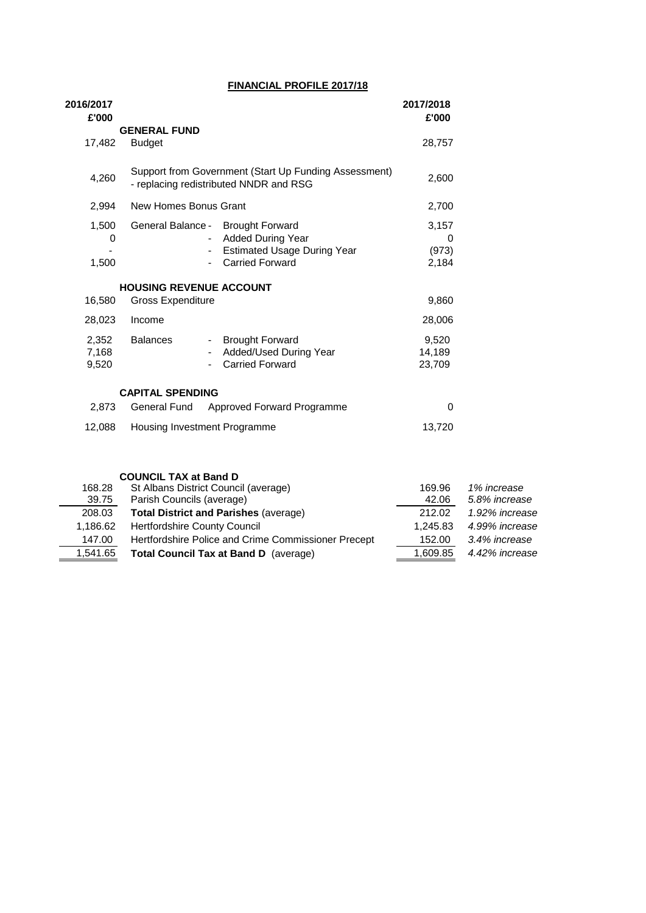## FINANCIAL PROFILE 2017/18

| 2016/2017 £'000 | | | 2017/2018 £'000 | |
|---|---|---|---|---|
| | **GENERAL FUND** | | | |
| 17,482 | Budget | | 28,757 | |
| 4,260 | Support from Government (Start Up Funding Assessment) - replacing redistributed NNDR and RSG | | 2,600 | |
| 2,994 | New Homes Bonus Grant | | 2,700 | |
| 1,500 | General Balance - | Brought Forward | 3,157 | |
| 0 | - | Added During Year | 0 | |
| - | - | Estimated Usage During Year | (973) | |
| 1,500 | - | Carried Forward | 2,184 | |
| | **HOUSING REVENUE ACCOUNT** | | | |
| 16,580 | Gross Expenditure | | 9,860 | |
| 28,023 | Income | | 28,006 | |
| 2,352 | Balances - | Brought Forward | 9,520 | |
| 7,168 | - | Added/Used During Year | 14,189 | |
| 9,520 | - | Carried Forward | 23,709 | |
| | **CAPITAL SPENDING** | | | |
| 2,873 | General Fund | Approved Forward Programme | 0 | |
| 12,088 | Housing Investment Programme | | 13,720 | |
| | **COUNCIL TAX at Band D** | | | |
| 168.28 | St Albans District Council (average) | | 169.96 | *1% increase* |
| 39.75 | Parish Councils (average) | | 42.06 | *5.8% increase* |
| 208.03 | **Total District and Parishes** (average) | | 212.02 | *1.92% increase* |
| 1,186.62 | Hertfordshire County Council | | 1,245.83 | *4.99% increase* |
| 147.00 | Hertfordshire Police and Crime Commissioner Precept | | 152.00 | *3.4% increase* |
| 1,541.65 | **Total Council Tax at Band D** (average) | | 1,609.85 | *4.42% increase* |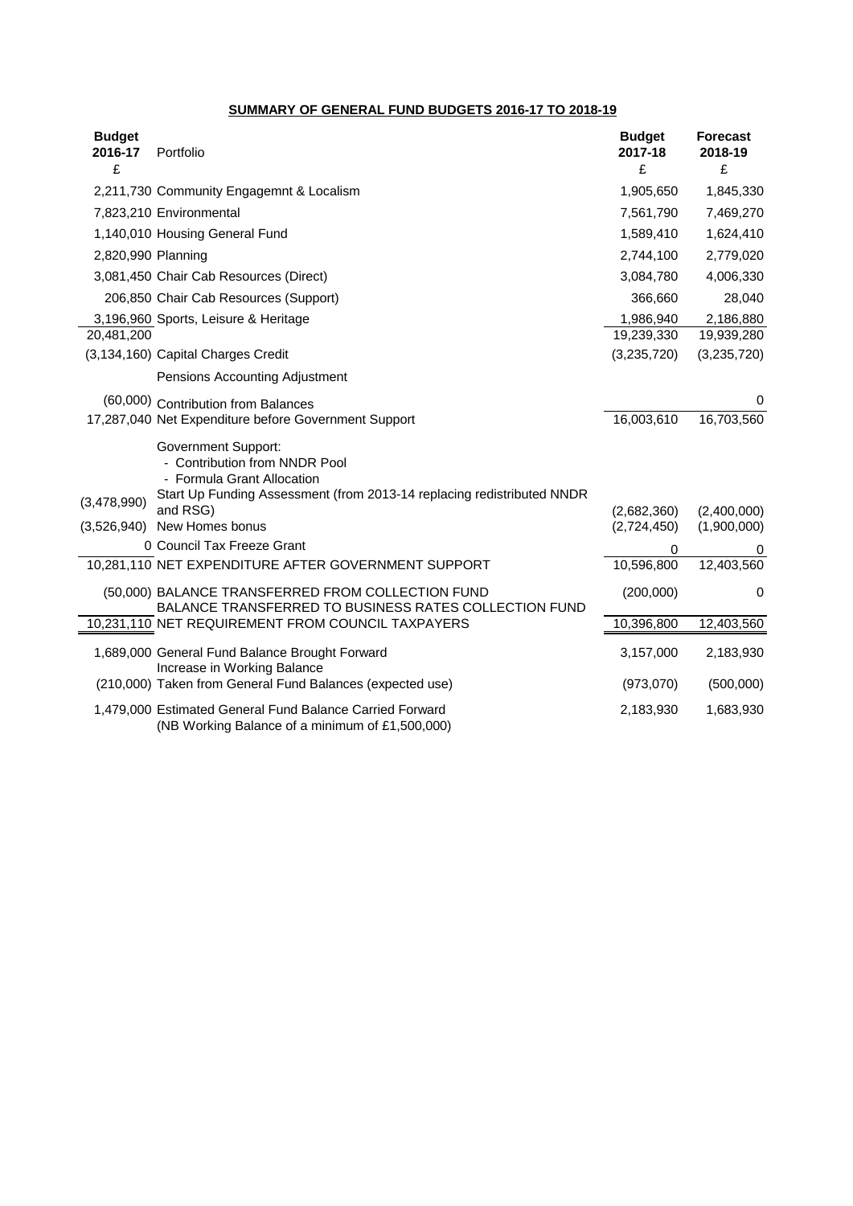**SUMMARY OF GENERAL FUND BUDGETS 2016-17 TO 2018-19**

| Budget 2016-17 £ | Portfolio | Budget 2017-18 £ | Forecast 2018-19 £ |
|---|---|---|---|
| 2,211,730 | Community Engagemnt & Localism | 1,905,650 | 1,845,330 |
| 7,823,210 | Environmental | 7,561,790 | 7,469,270 |
| 1,140,010 | Housing General Fund | 1,589,410 | 1,624,410 |
| 2,820,990 | Planning | 2,744,100 | 2,779,020 |
| 3,081,450 | Chair Cab Resources (Direct) | 3,084,780 | 4,006,330 |
| 206,850 | Chair Cab Resources (Support) | 366,660 | 28,040 |
| 3,196,960 | Sports, Leisure & Heritage | 1,986,940 | 2,186,880 |
| 20,481,200 | | 19,239,330 | 19,939,280 |
| (3,134,160) | Capital Charges Credit | (3,235,720) | (3,235,720) |
| | Pensions Accounting Adjustment | | |
| (60,000) | Contribution from Balances | | 0 |
| 17,287,040 | Net Expenditure before Government Support | 16,003,610 | 16,703,560 |
| | Government Support: | | |
| | - Contribution from NNDR Pool | | |
| | - Formula Grant Allocation | | |
| (3,478,990) | Start Up Funding Assessment (from 2013-14 replacing redistributed NNDR and RSG) | (2,682,360) | (2,400,000) |
| (3,526,940) | New Homes bonus | (2,724,450) | (1,900,000) |
| 0 | Council Tax Freeze Grant | 0 | 0 |
| 10,281,110 | NET EXPENDITURE AFTER GOVERNMENT SUPPORT | 10,596,800 | 12,403,560 |
| (50,000) | BALANCE TRANSFERRED FROM COLLECTION FUND | (200,000) | 0 |
| | BALANCE TRANSFERRED TO BUSINESS RATES COLLECTION FUND | | |
| 10,231,110 | NET REQUIREMENT FROM COUNCIL TAXPAYERS | 10,396,800 | 12,403,560 |
| 1,689,000 | General Fund Balance Brought Forward | 3,157,000 | 2,183,930 |
| | Increase in Working Balance | | |
| (210,000) | Taken from General Fund Balances (expected use) | (973,070) | (500,000) |
| 1,479,000 | Estimated General Fund Balance Carried Forward (NB Working Balance of a minimum of £1,500,000) | 2,183,930 | 1,683,930 |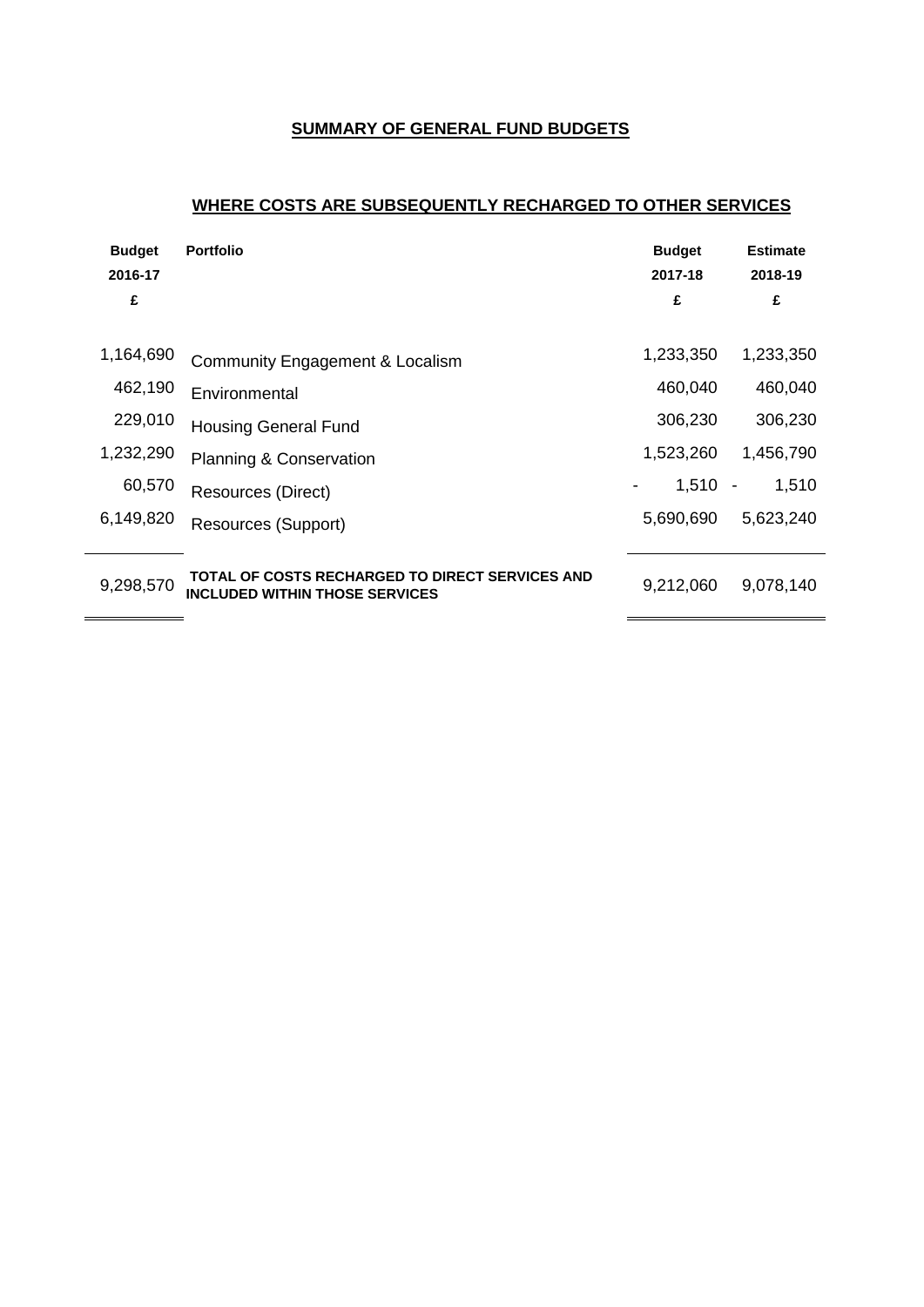## SUMMARY OF GENERAL FUND BUDGETS

## WHERE COSTS ARE SUBSEQUENTLY RECHARGED TO OTHER SERVICES

| Budget 2016-17 £ | Portfolio | Budget 2017-18 £ | Estimate 2018-19 £ |
|---|---|---|---|
| 1,164,690 | Community Engagement & Localism | 1,233,350 | 1,233,350 |
| 462,190 | Environmental | 460,040 | 460,040 |
| 229,010 | Housing General Fund | 306,230 | 306,230 |
| 1,232,290 | Planning & Conservation | 1,523,260 | 1,456,790 |
| 60,570 | Resources (Direct) | - 1,510 | - 1,510 |
| 6,149,820 | Resources (Support) | 5,690,690 | 5,623,240 |
| 9,298,570 | **TOTAL OF COSTS RECHARGED TO DIRECT SERVICES AND INCLUDED WITHIN THOSE SERVICES** | 9,212,060 | 9,078,140 |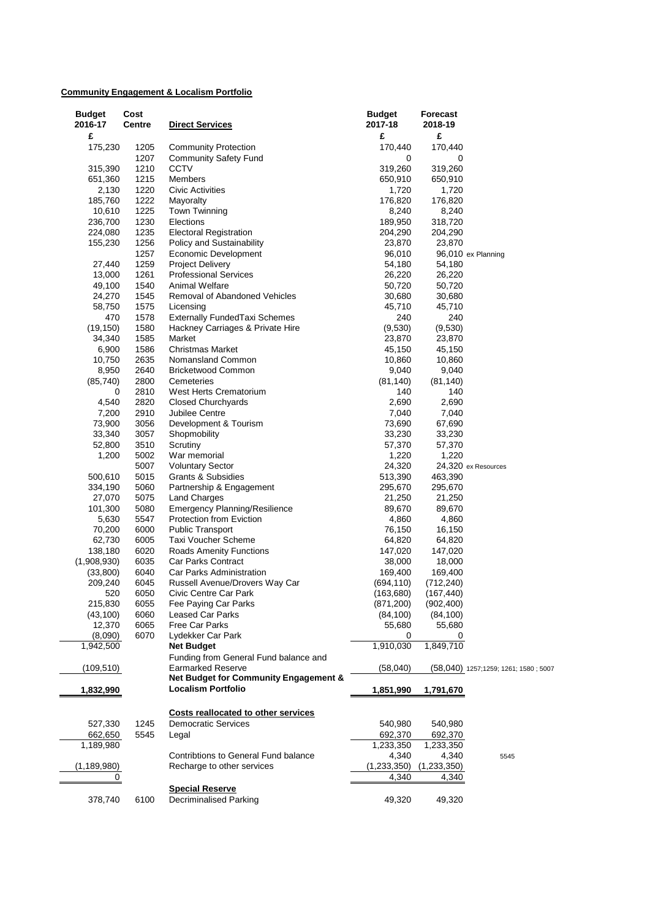**Community Engagement & Localism Portfolio**

| Budget 2016-17 | Cost Centre | Direct Services | Budget 2017-18 | Forecast 2018-19 | |
|---|---|---|---|---|---|
| £ | | | £ | £ | |
| 175,230 | 1205 | Community Protection | 170,440 | 170,440 | |
| | 1207 | Community Safety Fund | 0 | 0 | |
| 315,390 | 1210 | CCTV | 319,260 | 319,260 | |
| 651,360 | 1215 | Members | 650,910 | 650,910 | |
| 2,130 | 1220 | Civic Activities | 1,720 | 1,720 | |
| 185,760 | 1222 | Mayoralty | 176,820 | 176,820 | |
| 10,610 | 1225 | Town Twinning | 8,240 | 8,240 | |
| 236,700 | 1230 | Elections | 189,950 | 318,720 | |
| 224,080 | 1235 | Electoral Registration | 204,290 | 204,290 | |
| 155,230 | 1256 | Policy and Sustainability | 23,870 | 23,870 | |
| | 1257 | Economic Development | 96,010 | 96,010 | ex Planning |
| 27,440 | 1259 | Project Delivery | 54,180 | 54,180 | |
| 13,000 | 1261 | Professional Services | 26,220 | 26,220 | |
| 49,100 | 1540 | Animal Welfare | 50,720 | 50,720 | |
| 24,270 | 1545 | Removal of Abandoned Vehicles | 30,680 | 30,680 | |
| 58,750 | 1575 | Licensing | 45,710 | 45,710 | |
| 470 | 1578 | Externally FundedTaxi Schemes | 240 | 240 | |
| (19,150) | 1580 | Hackney Carriages & Private Hire | (9,530) | (9,530) | |
| 34,340 | 1585 | Market | 23,870 | 23,870 | |
| 6,900 | 1586 | Christmas Market | 45,150 | 45,150 | |
| 10,750 | 2635 | Nomansland Common | 10,860 | 10,860 | |
| 8,950 | 2640 | Bricketwood Common | 9,040 | 9,040 | |
| (85,740) | 2800 | Cemeteries | (81,140) | (81,140) | |
| 0 | 2810 | West Herts Crematorium | 140 | 140 | |
| 4,540 | 2820 | Closed Churchyards | 2,690 | 2,690 | |
| 7,200 | 2910 | Jubilee Centre | 7,040 | 7,040 | |
| 73,900 | 3056 | Development & Tourism | 73,690 | 67,690 | |
| 33,340 | 3057 | Shopmobility | 33,230 | 33,230 | |
| 52,800 | 3510 | Scrutiny | 57,370 | 57,370 | |
| 1,200 | 5002 | War memorial | 1,220 | 1,220 | |
| | 5007 | Voluntary Sector | 24,320 | 24,320 | ex Resources |
| 500,610 | 5015 | Grants & Subsidies | 513,390 | 463,390 | |
| 334,190 | 5060 | Partnership & Engagement | 295,670 | 295,670 | |
| 27,070 | 5075 | Land Charges | 21,250 | 21,250 | |
| 101,300 | 5080 | Emergency Planning/Resilience | 89,670 | 89,670 | |
| 5,630 | 5547 | Protection from Eviction | 4,860 | 4,860 | |
| 70,200 | 6000 | Public Transport | 76,150 | 16,150 | |
| 62,730 | 6005 | Taxi Voucher Scheme | 64,820 | 64,820 | |
| 138,180 | 6020 | Roads Amenity Functions | 147,020 | 147,020 | |
| (1,908,930) | 6035 | Car Parks Contract | 38,000 | 18,000 | |
| (33,800) | 6040 | Car Parks Administration | 169,400 | 169,400 | |
| 209,240 | 6045 | Russell Avenue/Drovers Way Car | (694,110) | (712,240) | |
| 520 | 6050 | Civic Centre Car Park | (163,680) | (167,440) | |
| 215,830 | 6055 | Fee Paying Car Parks | (871,200) | (902,400) | |
| (43,100) | 6060 | Leased Car Parks | (84,100) | (84,100) | |
| 12,370 | 6065 | Free Car Parks | 55,680 | 55,680 | |
| (8,090) | 6070 | Lydekker Car Park | 0 | 0 | |
| 1,942,500 | | **Net Budget** | 1,910,030 | 1,849,710 | |
| (109,510) | | Funding from General Fund balance and Earmarked Reserve | (58,040) | (58,040) | 1257;1259; 1261; 1580 ; 5007 |
| **1,832,990** | | **Net Budget for Community Engagement & Localism Portfolio** | **1,851,990** | **1,791,670** | |
| | | | | | |
| | | **Costs reallocated to other services** | | | |
| 527,330 | 1245 | Democratic Services | 540,980 | 540,980 | |
| 662,650 | 5545 | Legal | 692,370 | 692,370 | |
| 1,189,980 | | | 1,233,350 | 1,233,350 | |
| | | Contribtions to General Fund balance | 4,340 | 4,340 | 5545 |
| (1,189,980) | | Recharge to other services | (1,233,350) | (1,233,350) | |
| 0 | | | 4,340 | 4,340 | |
| | | | | | |
| | | **Special Reserve** | | | |
| 378,740 | 6100 | Decriminalised Parking | 49,320 | 49,320 | |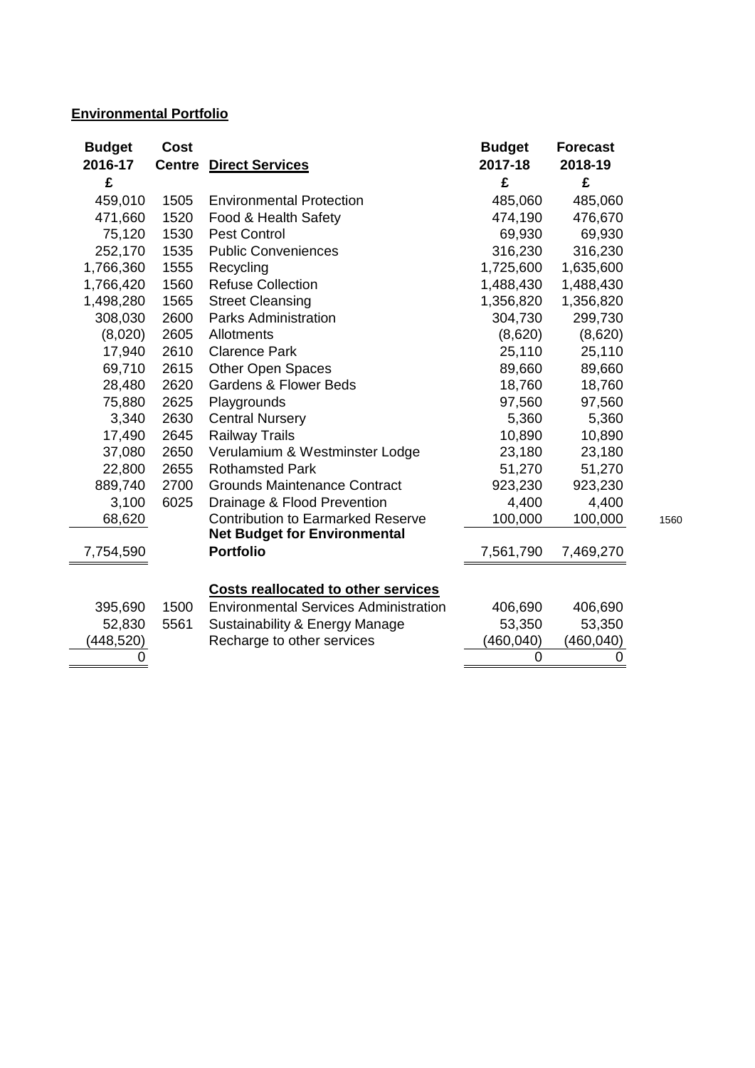**Environmental Portfolio**

| Budget 2016-17 £ | Cost Centre | Direct Services | Budget 2017-18 £ | Forecast 2018-19 £ |
|---|---|---|---|---|
| 459,010 | 1505 | Environmental Protection | 485,060 | 485,060 |
| 471,660 | 1520 | Food & Health Safety | 474,190 | 476,670 |
| 75,120 | 1530 | Pest Control | 69,930 | 69,930 |
| 252,170 | 1535 | Public Conveniences | 316,230 | 316,230 |
| 1,766,360 | 1555 | Recycling | 1,725,600 | 1,635,600 |
| 1,766,420 | 1560 | Refuse Collection | 1,488,430 | 1,488,430 |
| 1,498,280 | 1565 | Street Cleansing | 1,356,820 | 1,356,820 |
| 308,030 | 2600 | Parks Administration | 304,730 | 299,730 |
| (8,020) | 2605 | Allotments | (8,620) | (8,620) |
| 17,940 | 2610 | Clarence Park | 25,110 | 25,110 |
| 69,710 | 2615 | Other Open Spaces | 89,660 | 89,660 |
| 28,480 | 2620 | Gardens & Flower Beds | 18,760 | 18,760 |
| 75,880 | 2625 | Playgrounds | 97,560 | 97,560 |
| 3,340 | 2630 | Central Nursery | 5,360 | 5,360 |
| 17,490 | 2645 | Railway Trails | 10,890 | 10,890 |
| 37,080 | 2650 | Verulamium & Westminster Lodge | 23,180 | 23,180 |
| 22,800 | 2655 | Rothamsted Park | 51,270 | 51,270 |
| 889,740 | 2700 | Grounds Maintenance Contract | 923,230 | 923,230 |
| 3,100 | 6025 | Drainage & Flood Prevention | 4,400 | 4,400 |
| 68,620 | | Contribution to Earmarked Reserve | 100,000 | 100,000 |
| 7,754,590 | | **Net Budget for Environmental Portfolio** | 7,561,790 | 7,469,270 |

1560

| Budget 2016-17 £ | Cost Centre | Costs reallocated to other services | Budget 2017-18 £ | Forecast 2018-19 £ |
|---|---|---|---|---|
| 395,690 | 1500 | Environmental Services Administration | 406,690 | 406,690 |
| 52,830 | 5561 | Sustainability & Energy Manage | 53,350 | 53,350 |
| (448,520) | | Recharge to other services | (460,040) | (460,040) |
| 0 | | | 0 | 0 |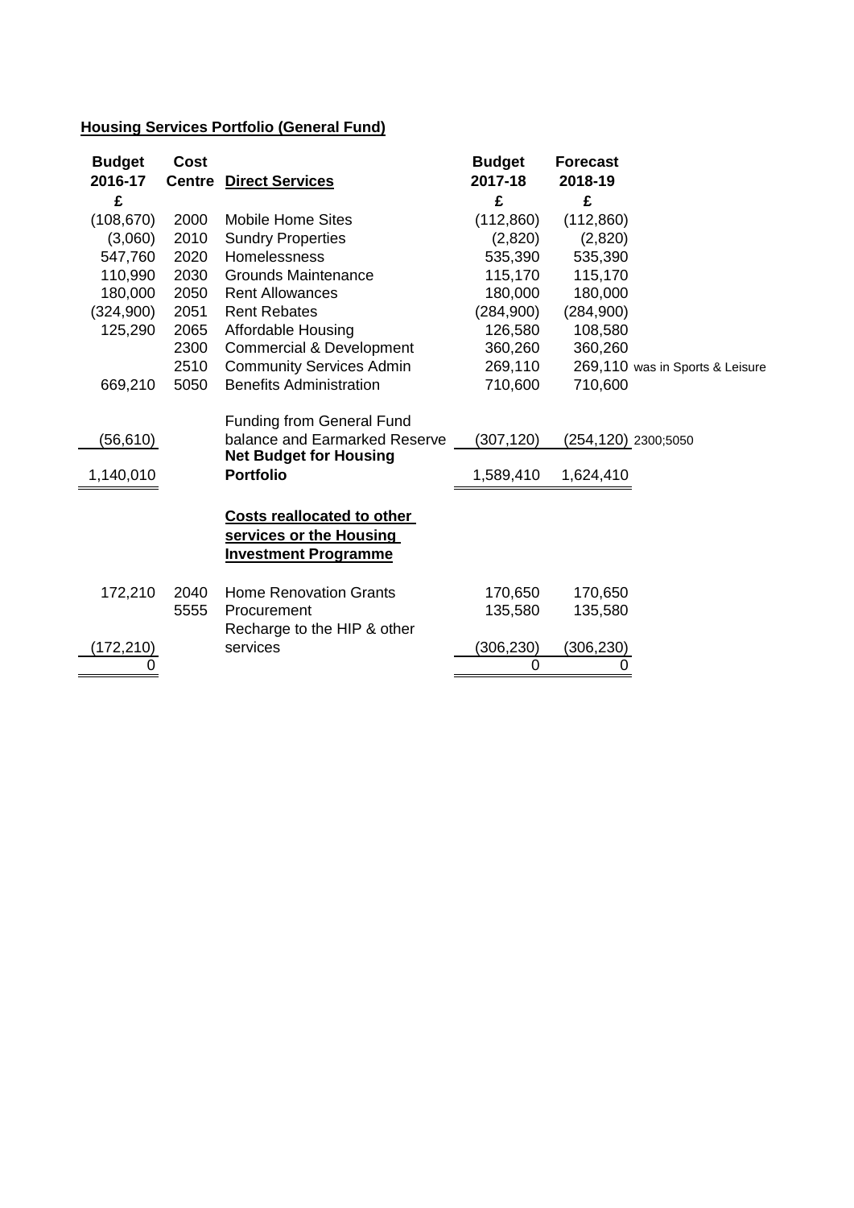**Housing Services Portfolio (General Fund)**

| Budget 2016-17 £ | Cost Centre | Direct Services | Budget 2017-18 £ | Forecast 2018-19 £ | |
|---|---|---|---|---|---|
| (108,670) | 2000 | Mobile Home Sites | (112,860) | (112,860) | |
| (3,060) | 2010 | Sundry Properties | (2,820) | (2,820) | |
| 547,760 | 2020 | Homelessness | 535,390 | 535,390 | |
| 110,990 | 2030 | Grounds Maintenance | 115,170 | 115,170 | |
| 180,000 | 2050 | Rent Allowances | 180,000 | 180,000 | |
| (324,900) | 2051 | Rent Rebates | (284,900) | (284,900) | |
| 125,290 | 2065 | Affordable Housing | 126,580 | 108,580 | |
| | 2300 | Commercial & Development | 360,260 | 360,260 | |
| | 2510 | Community Services Admin | 269,110 | 269,110 | was in Sports & Leisure |
| 669,210 | 5050 | Benefits Administration | 710,600 | 710,600 | |
| (56,610) | | Funding from General Fund balance and Earmarked Reserve | (307,120) | (254,120) | 2300;5050 |
| 1,140,010 | | **Net Budget for Housing Portfolio** | 1,589,410 | 1,624,410 | |

| Budget 2016-17 £ | Cost Centre | Costs reallocated to other services or the Housing Investment Programme | Budget 2017-18 £ | Forecast 2018-19 £ |
|---|---|---|---|---|
| 172,210 | 2040 | Home Renovation Grants | 170,650 | 170,650 |
| | 5555 | Procurement | 135,580 | 135,580 |
| (172,210) | | Recharge to the HIP & other services | (306,230) | (306,230) |
| 0 | | | 0 | 0 |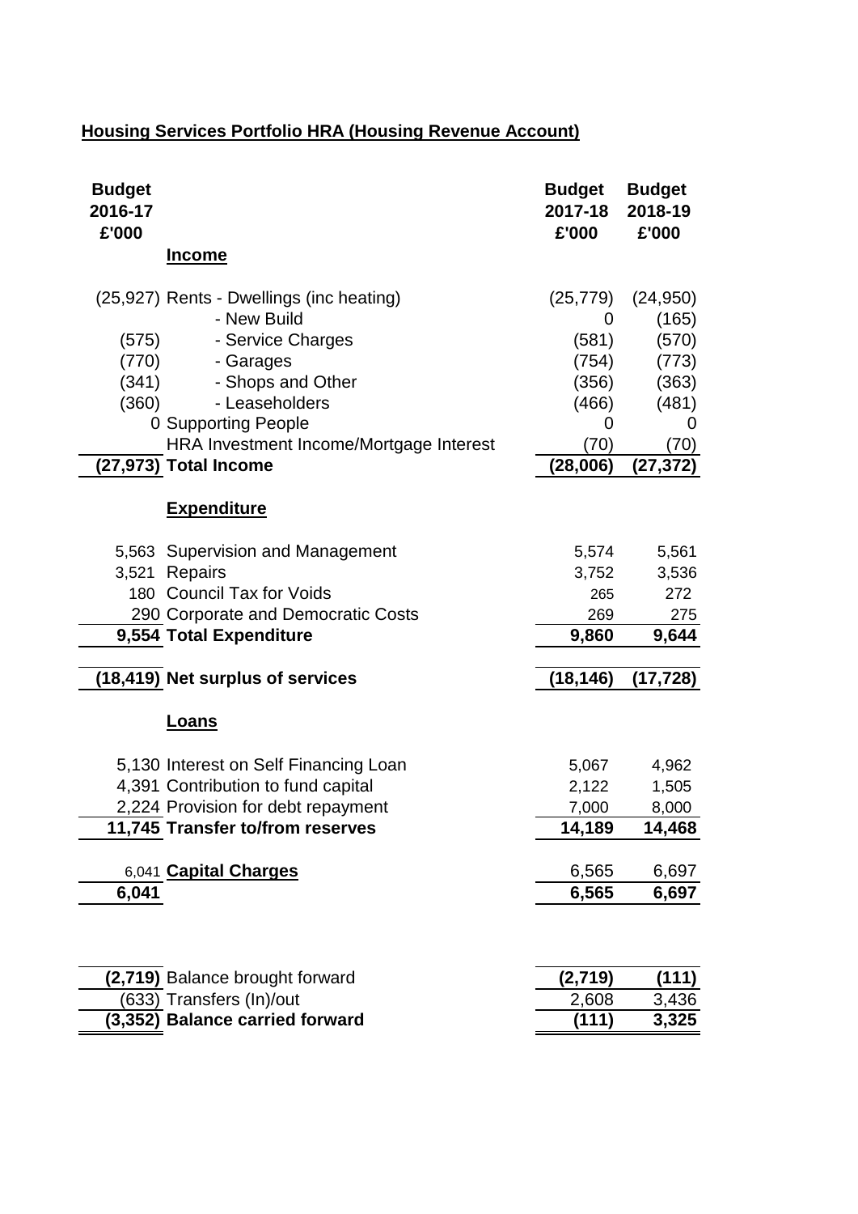## Housing Services Portfolio HRA (Housing Revenue Account)

| Budget 2016-17 £'000 | | Budget 2017-18 £'000 | Budget 2018-19 £'000 |
|---|---|---|---|
| | **Income** | | |
| (25,927) | Rents - Dwellings (inc heating) | (25,779) | (24,950) |
| | - New Build | 0 | (165) |
| (575) | - Service Charges | (581) | (570) |
| (770) | - Garages | (754) | (773) |
| (341) | - Shops and Other | (356) | (363) |
| (360) | - Leaseholders | (466) | (481) |
| 0 | Supporting People | 0 | 0 |
| | HRA Investment Income/Mortgage Interest | (70) | (70) |
| **(27,973)** | **Total Income** | **(28,006)** | **(27,372)** |
| | **Expenditure** | | |
| 5,563 | Supervision and Management | 5,574 | 5,561 |
| 3,521 | Repairs | 3,752 | 3,536 |
| 180 | Council Tax for Voids | 265 | 272 |
| 290 | Corporate and Democratic Costs | 269 | 275 |
| **9,554** | **Total Expenditure** | **9,860** | **9,644** |
| **(18,419)** | **Net surplus of services** | **(18,146)** | **(17,728)** |
| | **Loans** | | |
| 5,130 | Interest on Self Financing Loan | 5,067 | 4,962 |
| 4,391 | Contribution to fund capital | 2,122 | 1,505 |
| 2,224 | Provision for debt repayment | 7,000 | 8,000 |
| **11,745** | **Transfer to/from reserves** | **14,189** | **14,468** |
| 6,041 | **Capital Charges** | 6,565 | 6,697 |
| **6,041** | | **6,565** | **6,697** |
| **(2,719)** | Balance brought forward | **(2,719)** | **(111)** |
| (633) | Transfers (In)/out | 2,608 | 3,436 |
| **(3,352)** | **Balance carried forward** | **(111)** | **3,325** |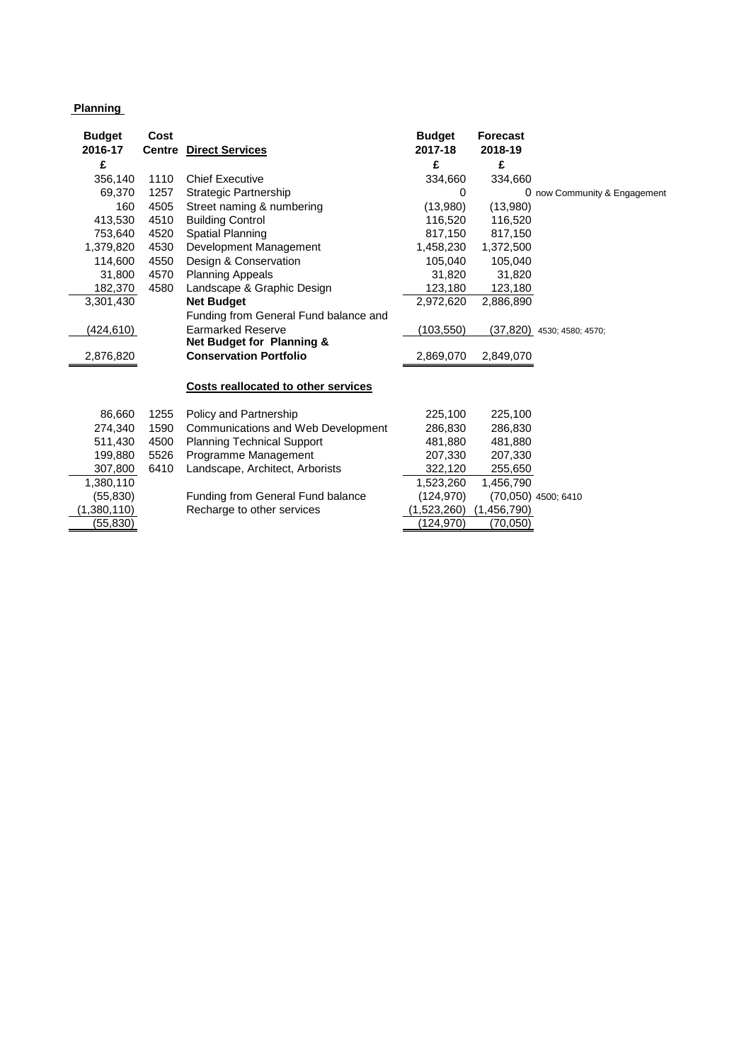**Planning**

| Budget 2016-17 | Cost Centre | Direct Services | Budget 2017-18 | Forecast 2018-19 | |
|---|---|---|---|---|---|
| £ | | | £ | £ | |
| 356,140 | 1110 | Chief Executive | 334,660 | 334,660 | |
| 69,370 | 1257 | Strategic Partnership | 0 | 0 | now Community & Engagement |
| 160 | 4505 | Street naming & numbering | (13,980) | (13,980) | |
| 413,530 | 4510 | Building Control | 116,520 | 116,520 | |
| 753,640 | 4520 | Spatial Planning | 817,150 | 817,150 | |
| 1,379,820 | 4530 | Development Management | 1,458,230 | 1,372,500 | |
| 114,600 | 4550 | Design & Conservation | 105,040 | 105,040 | |
| 31,800 | 4570 | Planning Appeals | 31,820 | 31,820 | |
| 182,370 | 4580 | Landscape & Graphic Design | 123,180 | 123,180 | |
| 3,301,430 | | **Net Budget** | 2,972,620 | 2,886,890 | |
| (424,610) | | Funding from General Fund balance and Earmarked Reserve | (103,550) | (37,820) | 4530; 4580; 4570; |
| 2,876,820 | | **Net Budget for Planning & Conservation Portfolio** | 2,869,070 | 2,849,070 | |
| | | **Costs reallocated to other services** | | | |
| 86,660 | 1255 | Policy and Partnership | 225,100 | 225,100 | |
| 274,340 | 1590 | Communications and Web Development | 286,830 | 286,830 | |
| 511,430 | 4500 | Planning Technical Support | 481,880 | 481,880 | |
| 199,880 | 5526 | Programme Management | 207,330 | 207,330 | |
| 307,800 | 6410 | Landscape, Architect, Arborists | 322,120 | 255,650 | |
| 1,380,110 | | | 1,523,260 | 1,456,790 | |
| (55,830) | | Funding from General Fund balance | (124,970) | (70,050) | 4500; 6410 |
| (1,380,110) | | Recharge to other services | (1,523,260) | (1,456,790) | |
| (55,830) | | | (124,970) | (70,050) | |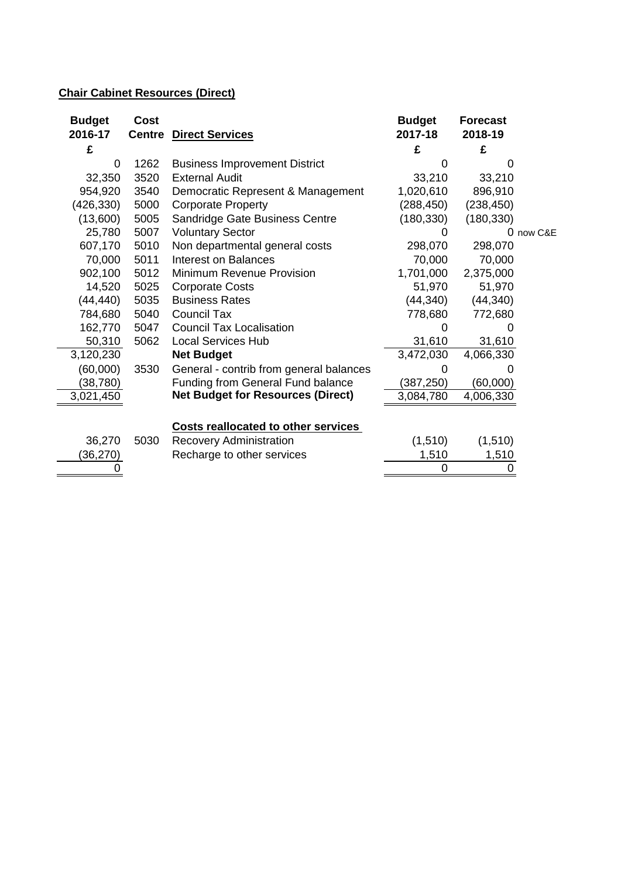**Chair Cabinet Resources (Direct)**

| Budget 2016-17 | Cost Centre | Direct Services | Budget 2017-18 | Forecast 2018-19 | |
|---|---|---|---|---|---|
| £ | | | £ | £ | |
| 0 | 1262 | Business Improvement District | 0 | 0 | |
| 32,350 | 3520 | External Audit | 33,210 | 33,210 | |
| 954,920 | 3540 | Democratic Represent & Management | 1,020,610 | 896,910 | |
| (426,330) | 5000 | Corporate Property | (288,450) | (238,450) | |
| (13,600) | 5005 | Sandridge Gate Business Centre | (180,330) | (180,330) | |
| 25,780 | 5007 | Voluntary Sector | 0 | 0 | now C&E |
| 607,170 | 5010 | Non departmental general costs | 298,070 | 298,070 | |
| 70,000 | 5011 | Interest on Balances | 70,000 | 70,000 | |
| 902,100 | 5012 | Minimum Revenue Provision | 1,701,000 | 2,375,000 | |
| 14,520 | 5025 | Corporate Costs | 51,970 | 51,970 | |
| (44,440) | 5035 | Business Rates | (44,340) | (44,340) | |
| 784,680 | 5040 | Council Tax | 778,680 | 772,680 | |
| 162,770 | 5047 | Council Tax Localisation | 0 | 0 | |
| 50,310 | 5062 | Local Services Hub | 31,610 | 31,610 | |
| 3,120,230 | | **Net Budget** | 3,472,030 | 4,066,330 | |
| (60,000) | 3530 | General - contrib from general balances | 0 | 0 | |
| (38,780) | | Funding from General Fund balance | (387,250) | (60,000) | |
| 3,021,450 | | **Net Budget for Resources (Direct)** | 3,084,780 | 4,006,330 | |
| | | | | | |
| | | **Costs reallocated to other services** | | | |
| 36,270 | 5030 | Recovery Administration | (1,510) | (1,510) | |
| (36,270) | | Recharge to other services | 1,510 | 1,510 | |
| 0 | | | 0 | 0 | |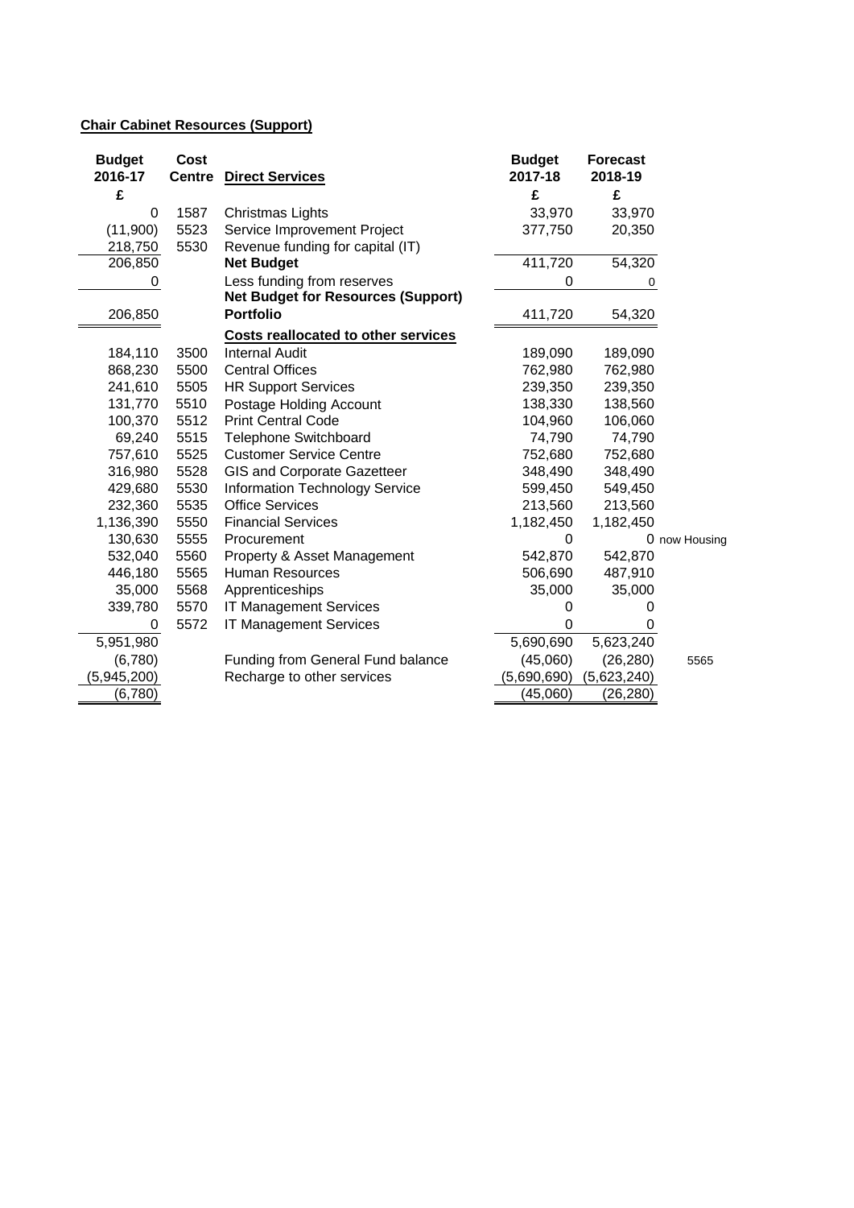**Chair Cabinet Resources (Support)**

| Budget 2016-17 | Cost Centre | Direct Services | Budget 2017-18 | Forecast 2018-19 | |
|---|---|---|---|---|---|
| £ | | | £ | £ | |
| 0 | 1587 | Christmas Lights | 33,970 | 33,970 | |
| (11,900) | 5523 | Service Improvement Project | 377,750 | 20,350 | |
| 218,750 | 5530 | Revenue funding for capital (IT) | | | |
| 206,850 | | **Net Budget** | 411,720 | 54,320 | |
| 0 | | Less funding from reserves | 0 | 0 | |
| 206,850 | | **Net Budget for Resources (Support) Portfolio** | 411,720 | 54,320 | |
| | | **Costs reallocated to other services** | | | |
| 184,110 | 3500 | Internal Audit | 189,090 | 189,090 | |
| 868,230 | 5500 | Central Offices | 762,980 | 762,980 | |
| 241,610 | 5505 | HR Support Services | 239,350 | 239,350 | |
| 131,770 | 5510 | Postage Holding Account | 138,330 | 138,560 | |
| 100,370 | 5512 | Print Central Code | 104,960 | 106,060 | |
| 69,240 | 5515 | Telephone Switchboard | 74,790 | 74,790 | |
| 757,610 | 5525 | Customer Service Centre | 752,680 | 752,680 | |
| 316,980 | 5528 | GIS and Corporate Gazetteer | 348,490 | 348,490 | |
| 429,680 | 5530 | Information Technology Service | 599,450 | 549,450 | |
| 232,360 | 5535 | Office Services | 213,560 | 213,560 | |
| 1,136,390 | 5550 | Financial Services | 1,182,450 | 1,182,450 | |
| 130,630 | 5555 | Procurement | 0 | 0 | now Housing |
| 532,040 | 5560 | Property & Asset Management | 542,870 | 542,870 | |
| 446,180 | 5565 | Human Resources | 506,690 | 487,910 | |
| 35,000 | 5568 | Apprenticeships | 35,000 | 35,000 | |
| 339,780 | 5570 | IT Management Services | 0 | 0 | |
| 0 | 5572 | IT Management Services | 0 | 0 | |
| 5,951,980 | | | 5,690,690 | 5,623,240 | |
| (6,780) | | Funding from General Fund balance | (45,060) | (26,280) | 5565 |
| (5,945,200) | | Recharge to other services | (5,690,690) | (5,623,240) | |
| (6,780) | | | (45,060) | (26,280) | |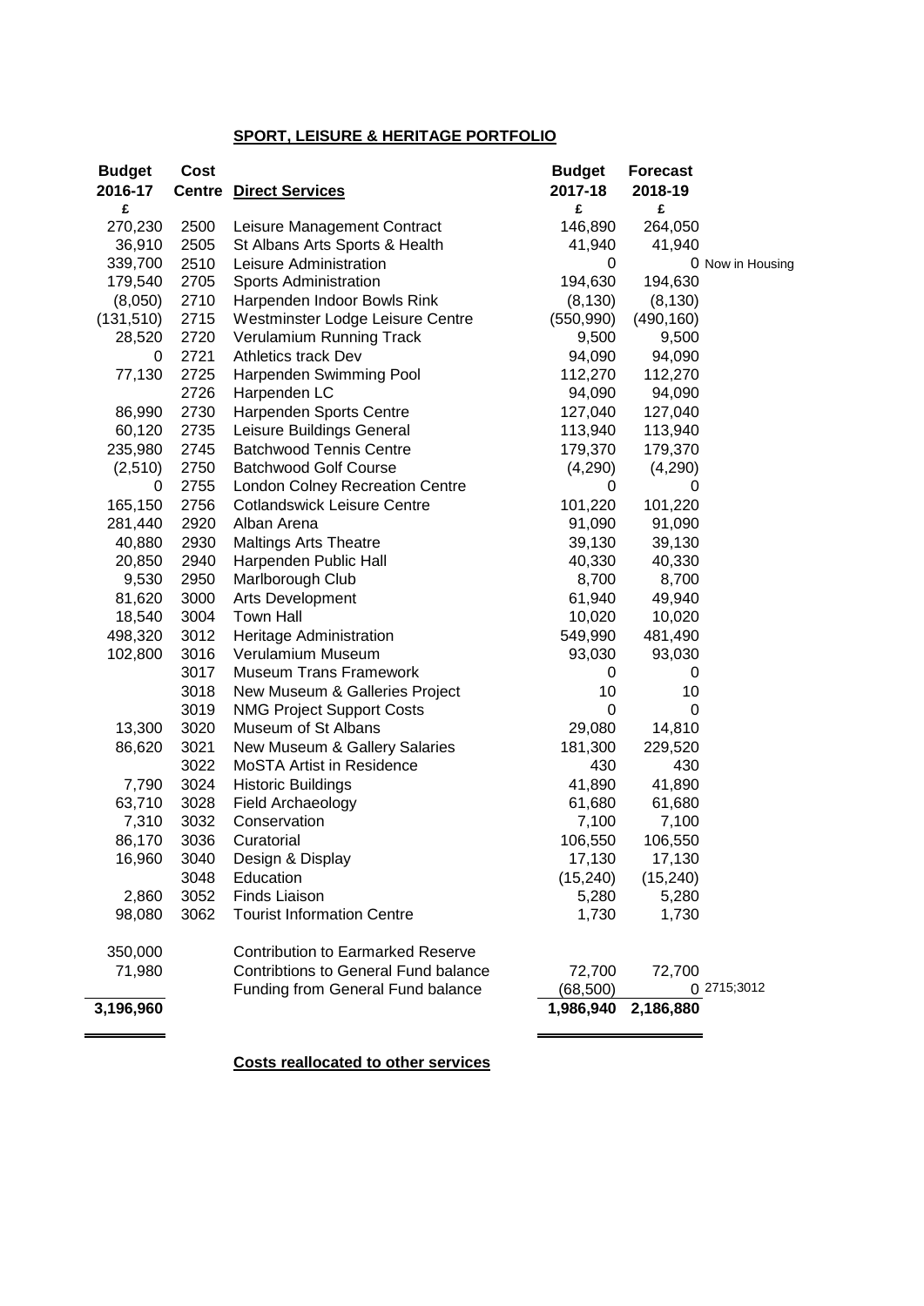## SPORT, LEISURE & HERITAGE PORTFOLIO

| Budget 2016-17 | Cost Centre | Direct Services | Budget 2017-18 | Forecast 2018-19 | |
|---|---|---|---|---|---|
| £ | | | £ | £ | |
| 270,230 | 2500 | Leisure Management Contract | 146,890 | 264,050 | |
| 36,910 | 2505 | St Albans Arts Sports & Health | 41,940 | 41,940 | |
| 339,700 | 2510 | Leisure Administration | 0 | 0 | Now in Housing |
| 179,540 | 2705 | Sports Administration | 194,630 | 194,630 | |
| (8,050) | 2710 | Harpenden Indoor Bowls Rink | (8,130) | (8,130) | |
| (131,510) | 2715 | Westminster Lodge Leisure Centre | (550,990) | (490,160) | |
| 28,520 | 2720 | Verulamium Running Track | 9,500 | 9,500 | |
| 0 | 2721 | Athletics track Dev | 94,090 | 94,090 | |
| 77,130 | 2725 | Harpenden Swimming Pool | 112,270 | 112,270 | |
| | 2726 | Harpenden LC | 94,090 | 94,090 | |
| 86,990 | 2730 | Harpenden Sports Centre | 127,040 | 127,040 | |
| 60,120 | 2735 | Leisure Buildings General | 113,940 | 113,940 | |
| 235,980 | 2745 | Batchwood Tennis Centre | 179,370 | 179,370 | |
| (2,510) | 2750 | Batchwood Golf Course | (4,290) | (4,290) | |
| 0 | 2755 | London Colney Recreation Centre | 0 | 0 | |
| 165,150 | 2756 | Cotlandswick Leisure Centre | 101,220 | 101,220 | |
| 281,440 | 2920 | Alban Arena | 91,090 | 91,090 | |
| 40,880 | 2930 | Maltings Arts Theatre | 39,130 | 39,130 | |
| 20,850 | 2940 | Harpenden Public Hall | 40,330 | 40,330 | |
| 9,530 | 2950 | Marlborough Club | 8,700 | 8,700 | |
| 81,620 | 3000 | Arts Development | 61,940 | 49,940 | |
| 18,540 | 3004 | Town Hall | 10,020 | 10,020 | |
| 498,320 | 3012 | Heritage Administration | 549,990 | 481,490 | |
| 102,800 | 3016 | Verulamium Museum | 93,030 | 93,030 | |
| | 3017 | Museum Trans Framework | 0 | 0 | |
| | 3018 | New Museum & Galleries Project | 10 | 10 | |
| | 3019 | NMG Project Support Costs | 0 | 0 | |
| 13,300 | 3020 | Museum of St Albans | 29,080 | 14,810 | |
| 86,620 | 3021 | New Museum & Gallery Salaries | 181,300 | 229,520 | |
| | 3022 | MoSTA Artist in Residence | 430 | 430 | |
| 7,790 | 3024 | Historic Buildings | 41,890 | 41,890 | |
| 63,710 | 3028 | Field Archaeology | 61,680 | 61,680 | |
| 7,310 | 3032 | Conservation | 7,100 | 7,100 | |
| 86,170 | 3036 | Curatorial | 106,550 | 106,550 | |
| 16,960 | 3040 | Design & Display | 17,130 | 17,130 | |
| | 3048 | Education | (15,240) | (15,240) | |
| 2,860 | 3052 | Finds Liaison | 5,280 | 5,280 | |
| 98,080 | 3062 | Tourist Information Centre | 1,730 | 1,730 | |
| 350,000 | | Contribution to Earmarked Reserve | | | |
| 71,980 | | Contribtions to General Fund balance | 72,700 | 72,700 | |
| | | Funding from General Fund balance | (68,500) | 0 | 2715;3012 |
| **3,196,960** | | | **1,986,940** | **2,186,880** | |

**Costs reallocated to other services**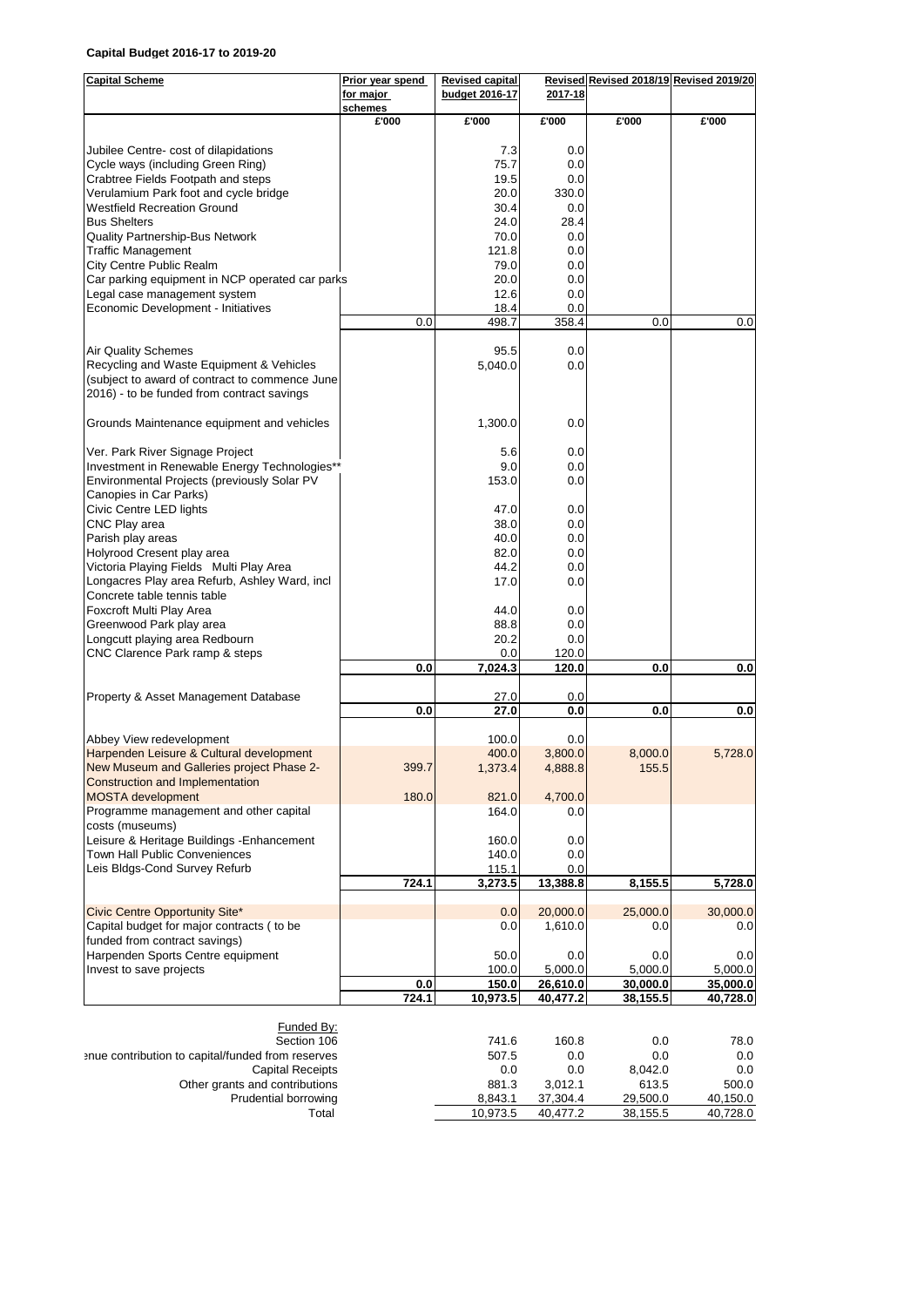**Capital Budget 2016-17 to 2019-20**

| Capital Scheme | Prior year spend for major schemes | Revised capital budget 2016-17 | Revised 2017-18 | Revised 2018/19 | Revised 2019/20 |
|---|---|---|---|---|---|
| | £'000 | £'000 | £'000 | £'000 | £'000 |
| Jubilee Centre- cost of dilapidations | | 7.3 | 0.0 | | |
| Cycle ways (including Green Ring) | | 75.7 | 0.0 | | |
| Crabtree Fields Footpath and steps | | 19.5 | 0.0 | | |
| Verulamium Park foot and cycle bridge | | 20.0 | 330.0 | | |
| Westfield Recreation Ground | | 30.4 | 0.0 | | |
| Bus Shelters | | 24.0 | 28.4 | | |
| Quality Partnership-Bus Network | | 70.0 | 0.0 | | |
| Traffic Management | | 121.8 | 0.0 | | |
| City Centre Public Realm | | 79.0 | 0.0 | | |
| Car parking equipment in NCP operated car parks | | 20.0 | 0.0 | | |
| Legal case management system | | 12.6 | 0.0 | | |
| Economic Development - Initiatives | | 18.4 | 0.0 | | |
| | 0.0 | 498.7 | 358.4 | 0.0 | 0.0 |
| Air Quality Schemes | | 95.5 | 0.0 | | |
| Recycling and Waste Equipment & Vehicles (subject to award of contract to commence June 2016) - to be funded from contract savings | | 5,040.0 | 0.0 | | |
| Grounds Maintenance equipment and vehicles | | 1,300.0 | 0.0 | | |
| Ver. Park River Signage Project | | 5.6 | 0.0 | | |
| Investment in Renewable Energy Technologies** | | 9.0 | 0.0 | | |
| Environmental Projects (previously Solar PV Canopies in Car Parks) | | 153.0 | 0.0 | | |
| Civic Centre LED lights | | 47.0 | 0.0 | | |
| CNC Play area | | 38.0 | 0.0 | | |
| Parish play areas | | 40.0 | 0.0 | | |
| Holyrood Cresent play area | | 82.0 | 0.0 | | |
| Victoria Playing Fields Multi Play Area | | 44.2 | 0.0 | | |
| Longacres Play area Refurb, Ashley Ward, incl Concrete table tennis table | | 17.0 | 0.0 | | |
| Foxcroft Multi Play Area | | 44.0 | 0.0 | | |
| Greenwood Park play area | | 88.8 | 0.0 | | |
| Longcutt playing area Redbourn | | 20.2 | 0.0 | | |
| CNC Clarence Park ramp & steps | | 0.0 | 120.0 | | |
| | **0.0** | **7,024.3** | **120.0** | **0.0** | **0.0** |
| Property & Asset Management Database | | 27.0 | 0.0 | | |
| | **0.0** | **27.0** | **0.0** | **0.0** | **0.0** |
| Abbey View redevelopment | | 100.0 | 0.0 | | |
| Harpenden Leisure & Cultural development | | 400.0 | 3,800.0 | 8,000.0 | 5,728.0 |
| New Museum and Galleries project Phase 2- Construction and Implementation | 399.7 | 1,373.4 | 4,888.8 | 155.5 | |
| MOSTA development | 180.0 | 821.0 | 4,700.0 | | |
| Programme management and other capital costs (museums) | | 164.0 | 0.0 | | |
| Leisure & Heritage Buildings -Enhancement | | 160.0 | 0.0 | | |
| Town Hall Public Conveniences | | 140.0 | 0.0 | | |
| Leis Bldgs-Cond Survey Refurb | | 115.1 | 0.0 | | |
| | **724.1** | **3,273.5** | **13,388.8** | **8,155.5** | **5,728.0** |
| Civic Centre Opportunity Site* | | 0.0 | 20,000.0 | 25,000.0 | 30,000.0 |
| Capital budget for major contracts ( to be funded from contract savings) | | 0.0 | 1,610.0 | 0.0 | 0.0 |
| Harpenden Sports Centre equipment | | 50.0 | 0.0 | 0.0 | 0.0 |
| Invest to save projects | | 100.0 | 5,000.0 | 5,000.0 | 5,000.0 |
| | **0.0** | **150.0** | **26,610.0** | **30,000.0** | **35,000.0** |
| | **724.1** | **10,973.5** | **40,477.2** | **38,155.5** | **40,728.0** |

| Funded By: | | | | |
|---|---|---|---|---|
| Section 106 | 741.6 | 160.8 | 0.0 | 78.0 |
| enue contribution to capital/funded from reserves | 507.5 | 0.0 | 0.0 | 0.0 |
| Capital Receipts | 0.0 | 0.0 | 8,042.0 | 0.0 |
| Other grants and contributions | 881.3 | 3,012.1 | 613.5 | 500.0 |
| Prudential borrowing | 8,843.1 | 37,304.4 | 29,500.0 | 40,150.0 |
| Total | 10,973.5 | 40,477.2 | 38,155.5 | 40,728.0 |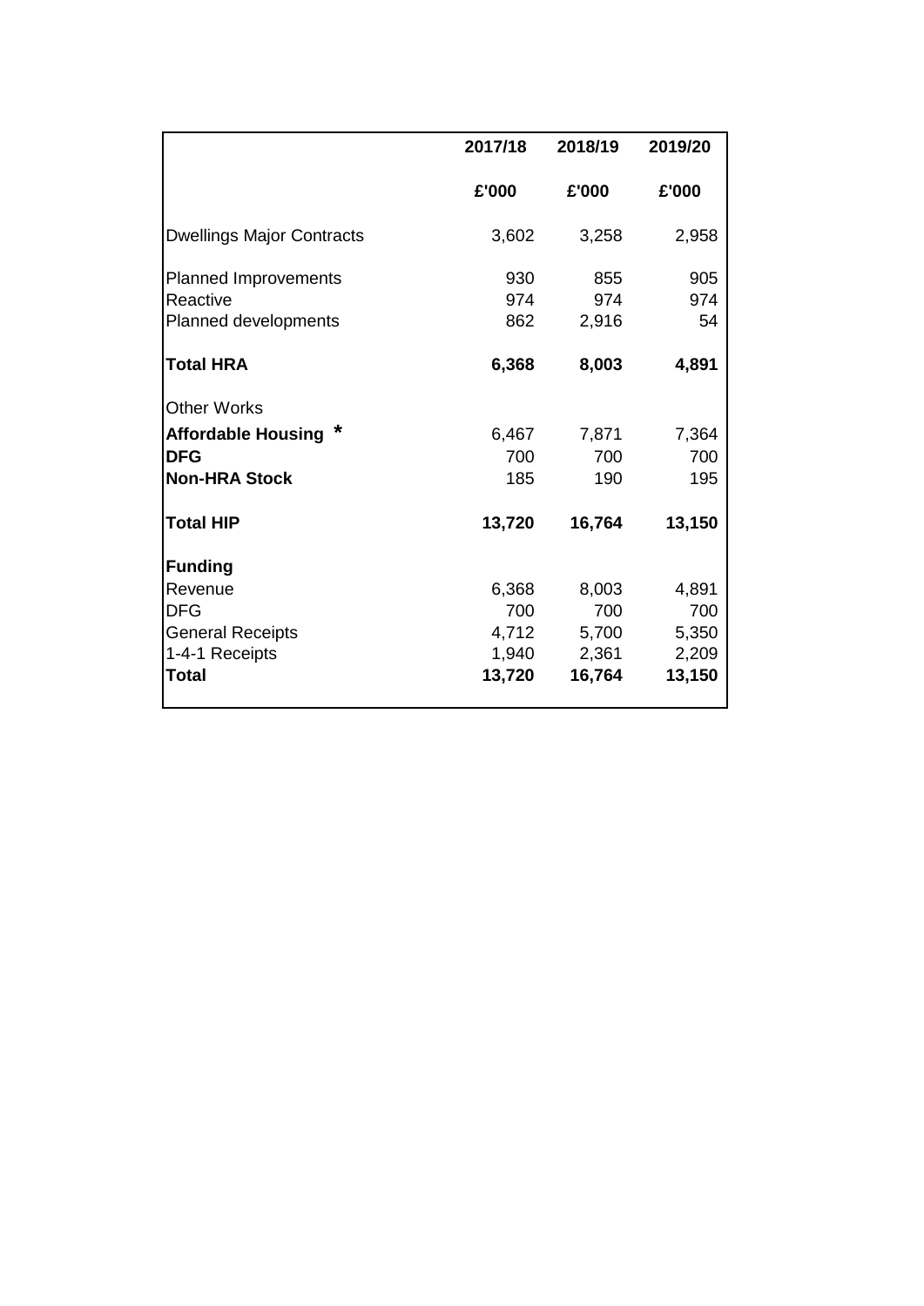| | 2017/18 | 2018/19 | 2019/20 |
|---|---|---|---|
| | **£'000** | **£'000** | **£'000** |
| Dwellings Major Contracts | 3,602 | 3,258 | 2,958 |
| Planned Improvements | 930 | 855 | 905 |
| Reactive | 974 | 974 | 974 |
| Planned developments | 862 | 2,916 | 54 |
| **Total HRA** | **6,368** | **8,003** | **4,891** |
| Other Works | | | |
| **Affordable Housing *** | 6,467 | 7,871 | 7,364 |
| **DFG** | 700 | 700 | 700 |
| **Non-HRA Stock** | 185 | 190 | 195 |
| **Total HIP** | **13,720** | **16,764** | **13,150** |
| **Funding** | | | |
| Revenue | 6,368 | 8,003 | 4,891 |
| DFG | 700 | 700 | 700 |
| General Receipts | 4,712 | 5,700 | 5,350 |
| 1-4-1 Receipts | 1,940 | 2,361 | 2,209 |
| **Total** | **13,720** | **16,764** | **13,150** |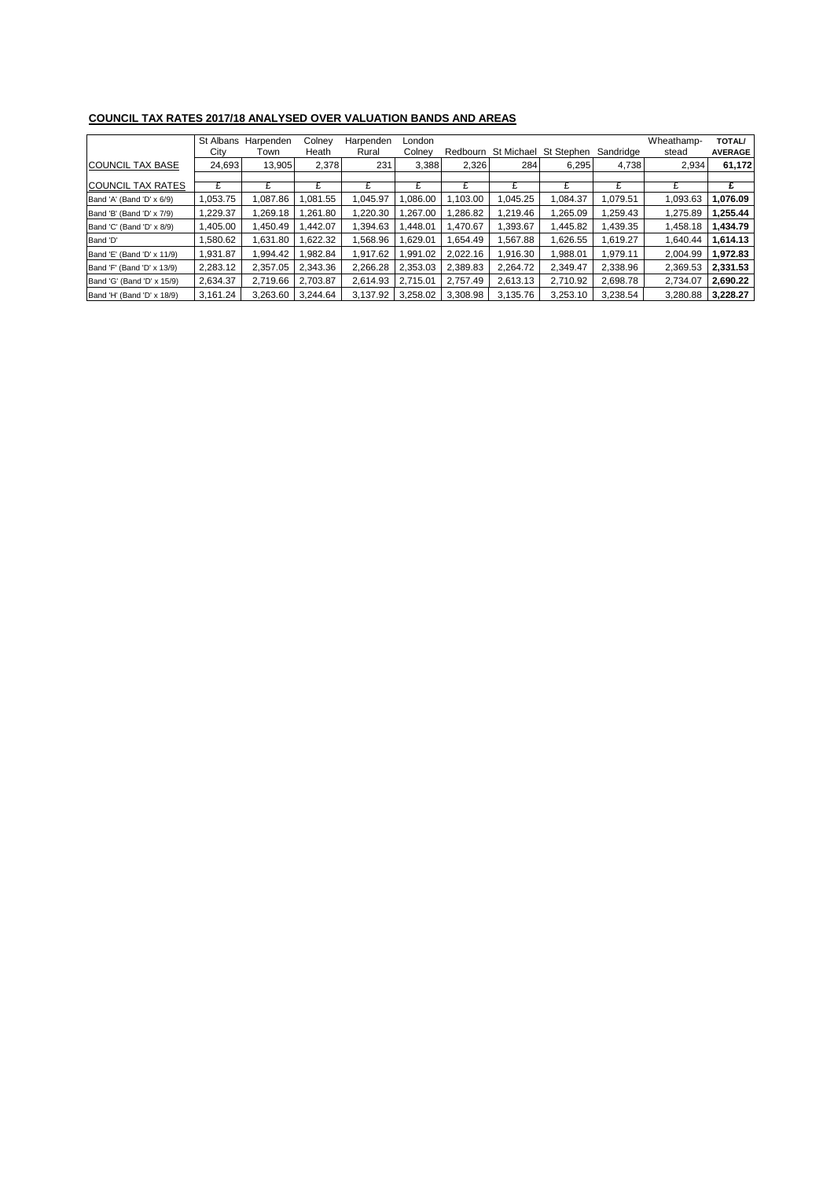## COUNCIL TAX RATES 2017/18 ANALYSED OVER VALUATION BANDS AND AREAS

| | St Albans City | Harpenden Town | Colney Heath | Harpenden Rural | London Colney | Redbourn | St Michael | St Stephen | Sandridge | Wheathamp-stead | **TOTAL/ AVERAGE** |
|---|---|---|---|---|---|---|---|---|---|---|---|
| COUNCIL TAX BASE | 24,693 | 13,905 | 2,378 | 231 | 3,388 | 2,326 | 284 | 6,295 | 4,738 | 2,934 | **61,172** |
| COUNCIL TAX RATES | £ | £ | £ | £ | £ | £ | £ | £ | £ | £ | **£** |
| Band 'A' (Band 'D' x 6/9) | 1,053.75 | 1,087.86 | 1,081.55 | 1,045.97 | 1,086.00 | 1,103.00 | 1,045.25 | 1,084.37 | 1,079.51 | 1,093.63 | **1,076.09** |
| Band 'B' (Band 'D' x 7/9) | 1,229.37 | 1,269.18 | 1,261.80 | 1,220.30 | 1,267.00 | 1,286.82 | 1,219.46 | 1,265.09 | 1,259.43 | 1,275.89 | **1,255.44** |
| Band 'C' (Band 'D' x 8/9) | 1,405.00 | 1,450.49 | 1,442.07 | 1,394.63 | 1,448.01 | 1,470.67 | 1,393.67 | 1,445.82 | 1,439.35 | 1,458.18 | **1,434.79** |
| Band 'D' | 1,580.62 | 1,631.80 | 1,622.32 | 1,568.96 | 1,629.01 | 1,654.49 | 1,567.88 | 1,626.55 | 1,619.27 | 1,640.44 | **1,614.13** |
| Band 'E' (Band 'D' x 11/9) | 1,931.87 | 1,994.42 | 1,982.84 | 1,917.62 | 1,991.02 | 2,022.16 | 1,916.30 | 1,988.01 | 1,979.11 | 2,004.99 | **1,972.83** |
| Band 'F' (Band 'D' x 13/9) | 2,283.12 | 2,357.05 | 2,343.36 | 2,266.28 | 2,353.03 | 2,389.83 | 2,264.72 | 2,349.47 | 2,338.96 | 2,369.53 | **2,331.53** |
| Band 'G' (Band 'D' x 15/9) | 2,634.37 | 2,719.66 | 2,703.87 | 2,614.93 | 2,715.01 | 2,757.49 | 2,613.13 | 2,710.92 | 2,698.78 | 2,734.07 | **2,690.22** |
| Band 'H' (Band 'D' x 18/9) | 3,161.24 | 3,263.60 | 3,244.64 | 3,137.92 | 3,258.02 | 3,308.98 | 3,135.76 | 3,253.10 | 3,238.54 | 3,280.88 | **3,228.27** |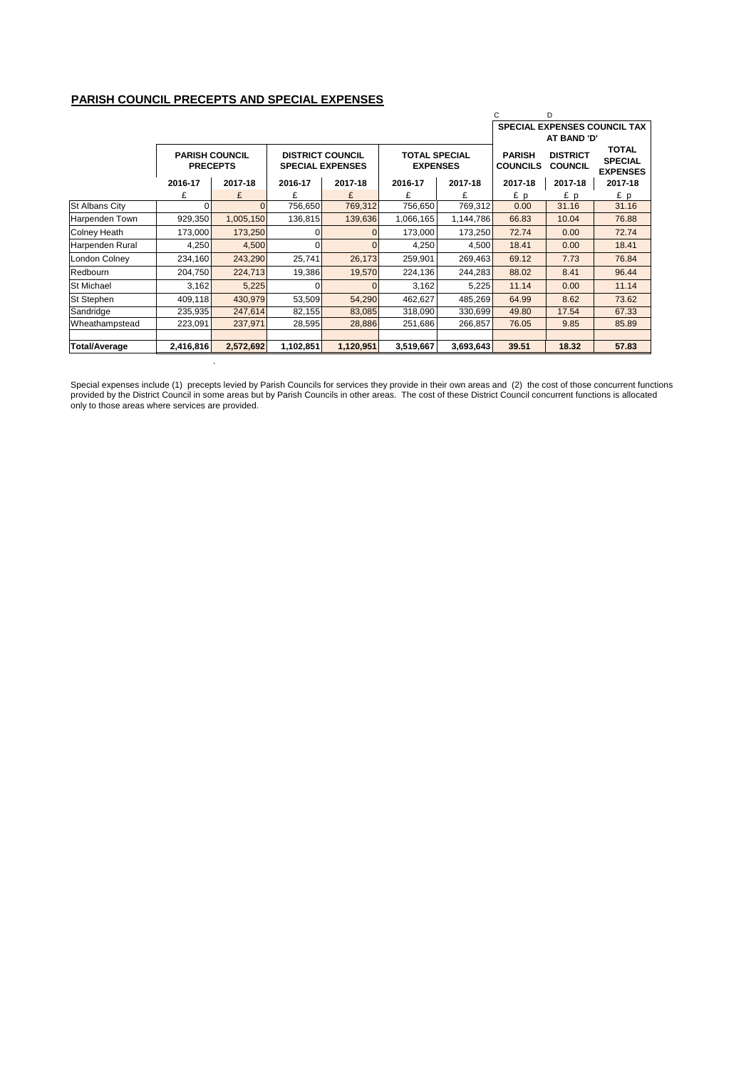## PARISH COUNCIL PRECEPTS AND SPECIAL EXPENSES

| | PARISH COUNCIL PRECEPTS | | DISTRICT COUNCIL SPECIAL EXPENSES | | TOTAL SPECIAL EXPENSES | | SPECIAL EXPENSES COUNCIL TAX AT BAND 'D' | | |
|---|---|---|---|---|---|---|---|---|---|
| | | | | | | | C PARISH COUNCILS | D DISTRICT COUNCIL | TOTAL SPECIAL EXPENSES |
| | 2016-17 | 2017-18 | 2016-17 | 2017-18 | 2016-17 | 2017-18 | 2017-18 | 2017-18 | 2017-18 |
| | £ | £ | £ | £ | £ | £ | £ p | £ p | £ p |
| St Albans City | 0 | 0 | 756,650 | 769,312 | 756,650 | 769,312 | 0.00 | 31.16 | 31.16 |
| Harpenden Town | 929,350 | 1,005,150 | 136,815 | 139,636 | 1,066,165 | 1,144,786 | 66.83 | 10.04 | 76.88 |
| Colney Heath | 173,000 | 173,250 | 0 | 0 | 173,000 | 173,250 | 72.74 | 0.00 | 72.74 |
| Harpenden Rural | 4,250 | 4,500 | 0 | 0 | 4,250 | 4,500 | 18.41 | 0.00 | 18.41 |
| London Colney | 234,160 | 243,290 | 25,741 | 26,173 | 259,901 | 269,463 | 69.12 | 7.73 | 76.84 |
| Redbourn | 204,750 | 224,713 | 19,386 | 19,570 | 224,136 | 244,283 | 88.02 | 8.41 | 96.44 |
| St Michael | 3,162 | 5,225 | 0 | 0 | 3,162 | 5,225 | 11.14 | 0.00 | 11.14 |
| St Stephen | 409,118 | 430,979 | 53,509 | 54,290 | 462,627 | 485,269 | 64.99 | 8.62 | 73.62 |
| Sandridge | 235,935 | 247,614 | 82,155 | 83,085 | 318,090 | 330,699 | 49.80 | 17.54 | 67.33 |
| Wheathampstead | 223,091 | 237,971 | 28,595 | 28,886 | 251,686 | 266,857 | 76.05 | 9.85 | 85.89 |
| **Total/Average** | **2,416,816** | **2,572,692** | **1,102,851** | **1,120,951** | **3,519,667** | **3,693,643** | **39.51** | **18.32** | **57.83** |

Special expenses include (1) precepts levied by Parish Councils for services they provide in their own areas and (2) the cost of those concurrent functions provided by the District Council in some areas but by Parish Councils in other areas. The cost of these District Council concurrent functions is allocated only to those areas where services are provided.